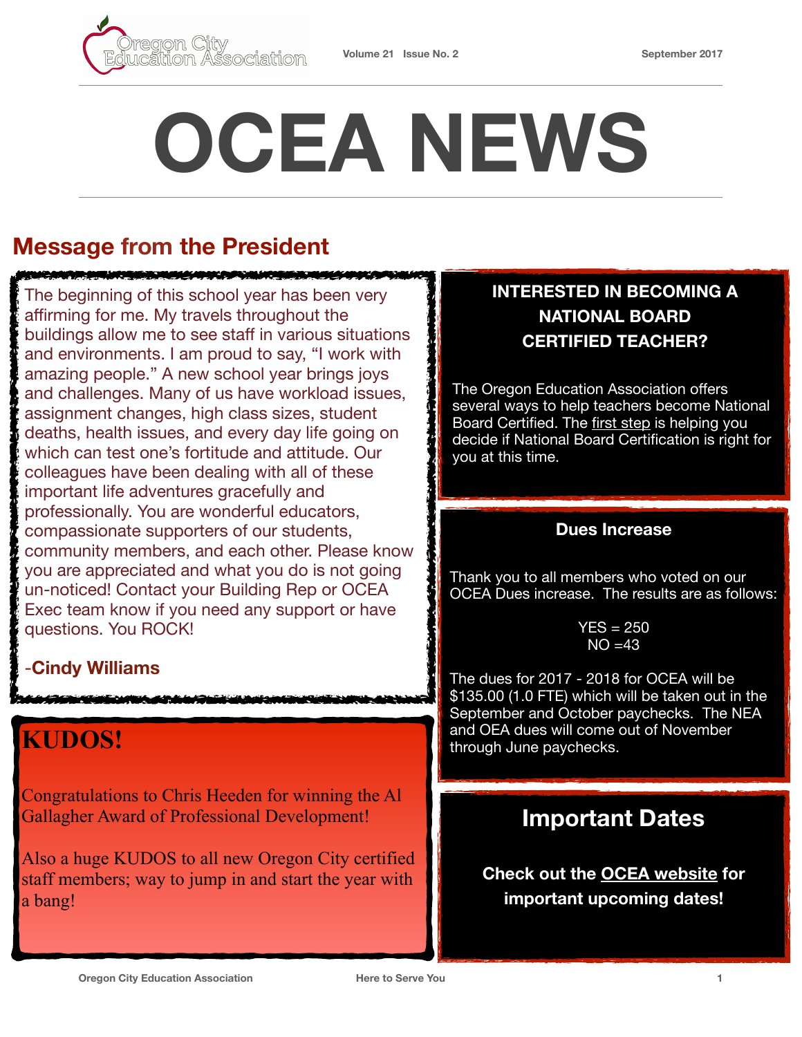# OCEA NEWS

## Message from the President

The beginning of this school year has been very affirming for me. My travels throughout the buildings allow me to see staff in various situations and environments. I am proud to say, "I work with amazing people." A new school year brings joys and challenges. Many of us have workload issues, assignment changes, high class sizes, student deaths, health issues, and every day life going on which can test one's fortitude and attitude. Our colleagues have been dealing with all of these important life adventures gracefully and professionally. You are wonderful educators, compassionate supporters of our students, community members, and each other. Please know you are appreciated and what you do is not going un-noticed! Contact your Building Rep or OCEA Exec team know if you need any support or have questions. You ROCK!

-**Cindy Williams**

## KUDOS!

Congratulations to Chris Heeden for winning the Al Gallagher Award of Professional Development!

Also a huge KUDOS to all new Oregon City certified staff members; way to jump in and start the year with a bang!

### INTERESTED IN BECOMING A NATIONAL BOARD CERTIFIED TEACHER?

The Oregon Education Association offers several ways to help teachers become National Board Certified. The first step is helping you decide if National Board Certification is right for you at this time.

### Dues Increase

Thank you to all members who voted on our OCEA Dues increase. The results are as follows:

YES = 250
NO =43

The dues for 2017 - 2018 for OCEA will be $135.00 (1.0 FTE) which will be taken out in the September and October paychecks. The NEA and OEA dues will come out of November through June paychecks.

## Important Dates

**Check out the OCEA website for important upcoming dates!**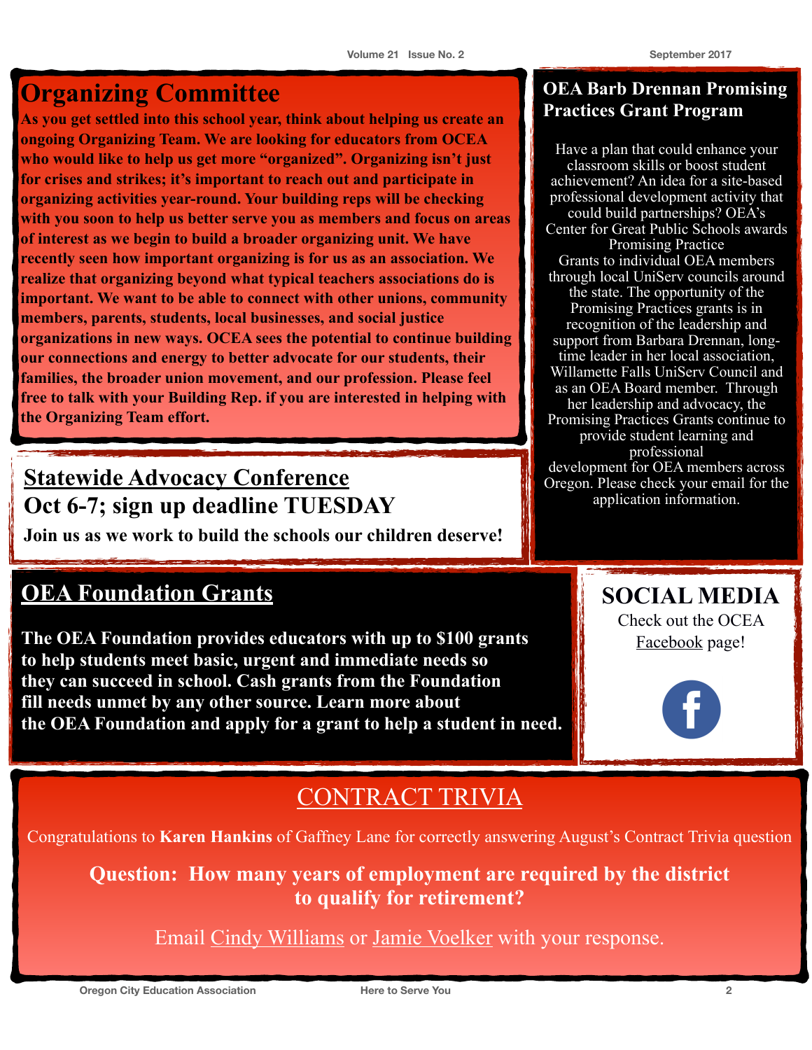# Organizing Committee

**As you get settled into this school year, think about helping us create an ongoing Organizing Team. We are looking for educators from OCEA who would like to help us get more "organized". Organizing isn't just for crises and strikes; it's important to reach out and participate in organizing activities year-round. Your building reps will be checking with you soon to help us better serve you as members and focus on areas of interest as we begin to build a broader organizing unit. We have recently seen how important organizing is for us as an association. We realize that organizing beyond what typical teachers associations do is important. We want to be able to connect with other unions, community members, parents, students, local businesses, and social justice organizations in new ways. OCEA sees the potential to continue building our connections and energy to better advocate for our students, their families, the broader union movement, and our profession. Please feel free to talk with your Building Rep. if you are interested in helping with the Organizing Team effort.**

## OEA Barb Drennan Promising Practices Grant Program

Have a plan that could enhance your classroom skills or boost student achievement? An idea for a site-based professional development activity that could build partnerships? OEA's Center for Great Public Schools awards Promising Practice Grants to individual OEA members through local UniServ councils around the state. The opportunity of the Promising Practices grants is in recognition of the leadership and support from Barbara Drennan, long-time leader in her local association, Willamette Falls UniServ Council and as an OEA Board member. Through her leadership and advocacy, the Promising Practices Grants continue to provide student learning and professional development for OEA members across Oregon. Please check your email for the application information.

## Statewide Advocacy Conference

**Oct 6-7; sign up deadline TUESDAY**

**Join us as we work to build the schools our children deserve!**

## OEA Foundation Grants

**The OEA Foundation provides educators with up to $100 grants to help students meet basic, urgent and immediate needs so they can succeed in school. Cash grants from the Foundation fill needs unmet by any other source. Learn more about the OEA Foundation and apply for a grant to help a student in need.**

## SOCIAL MEDIA

Check out the OCEA Facebook page!

## CONTRACT TRIVIA

Congratulations to **Karen Hankins** of Gaffney Lane for correctly answering August's Contract Trivia question

**Question: How many years of employment are required by the district to qualify for retirement?**

Email Cindy Williams or Jamie Voelker with your response.